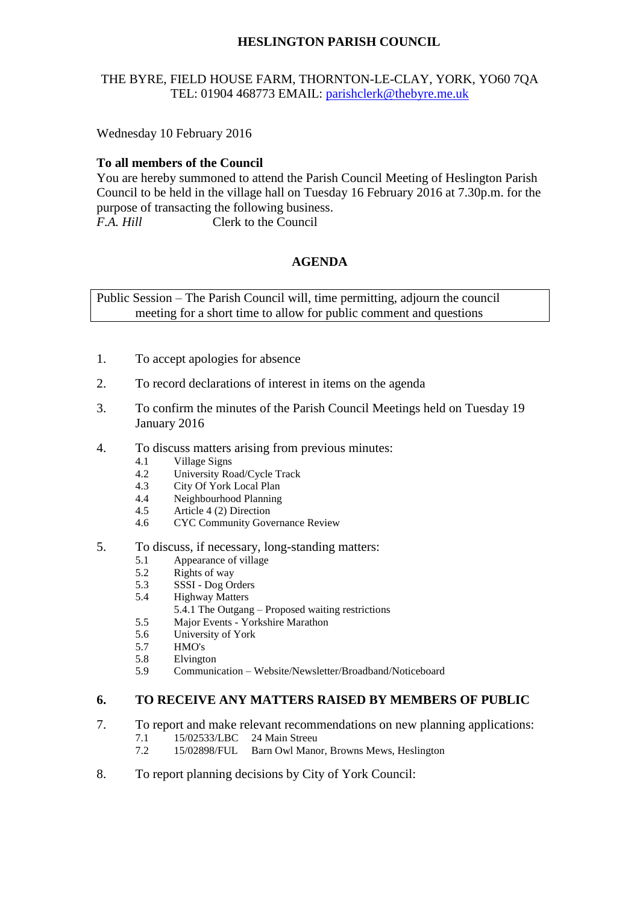**HESLINGTON PARISH COUNCIL**

THE BYRE, FIELD HOUSE FARM, THORNTON-LE-CLAY, YORK, YO60 7QA
TEL: 01904 468773 EMAIL: parishclerk@thebyre.me.uk

Wednesday 10 February 2016

**To all members of the Council**
You are hereby summoned to attend the Parish Council Meeting of Heslington Parish Council to be held in the village hall on Tuesday 16 February 2016 at 7.30p.m. for the purpose of transacting the following business.
*F.A. Hill* Clerk to the Council

## AGENDA

Public Session – The Parish Council will, time permitting, adjourn the council meeting for a short time to allow for public comment and questions

1. To accept apologies for absence
2. To record declarations of interest in items on the agenda
3. To confirm the minutes of the Parish Council Meetings held on Tuesday 19 January 2016
4. To discuss matters arising from previous minutes:
   - 4.1 Village Signs
   - 4.2 University Road/Cycle Track
   - 4.3 City Of York Local Plan
   - 4.4 Neighbourhood Planning
   - 4.5 Article 4 (2) Direction
   - 4.6 CYC Community Governance Review
5. To discuss, if necessary, long-standing matters:
   - 5.1 Appearance of village
   - 5.2 Rights of way
   - 5.3 SSSI - Dog Orders
   - 5.4 Highway Matters
     - 5.4.1 The Outgang – Proposed waiting restrictions
   - 5.5 Major Events - Yorkshire Marathon
   - 5.6 University of York
   - 5.7 HMO's
   - 5.8 Elvington
   - 5.9 Communication – Website/Newsletter/Broadband/Noticeboard
6. **TO RECEIVE ANY MATTERS RAISED BY MEMBERS OF PUBLIC**
7. To report and make relevant recommendations on new planning applications:
   - 7.1 15/02533/LBC 24 Main Streeu
   - 7.2 15/02898/FUL Barn Owl Manor, Browns Mews, Heslington
8. To report planning decisions by City of York Council: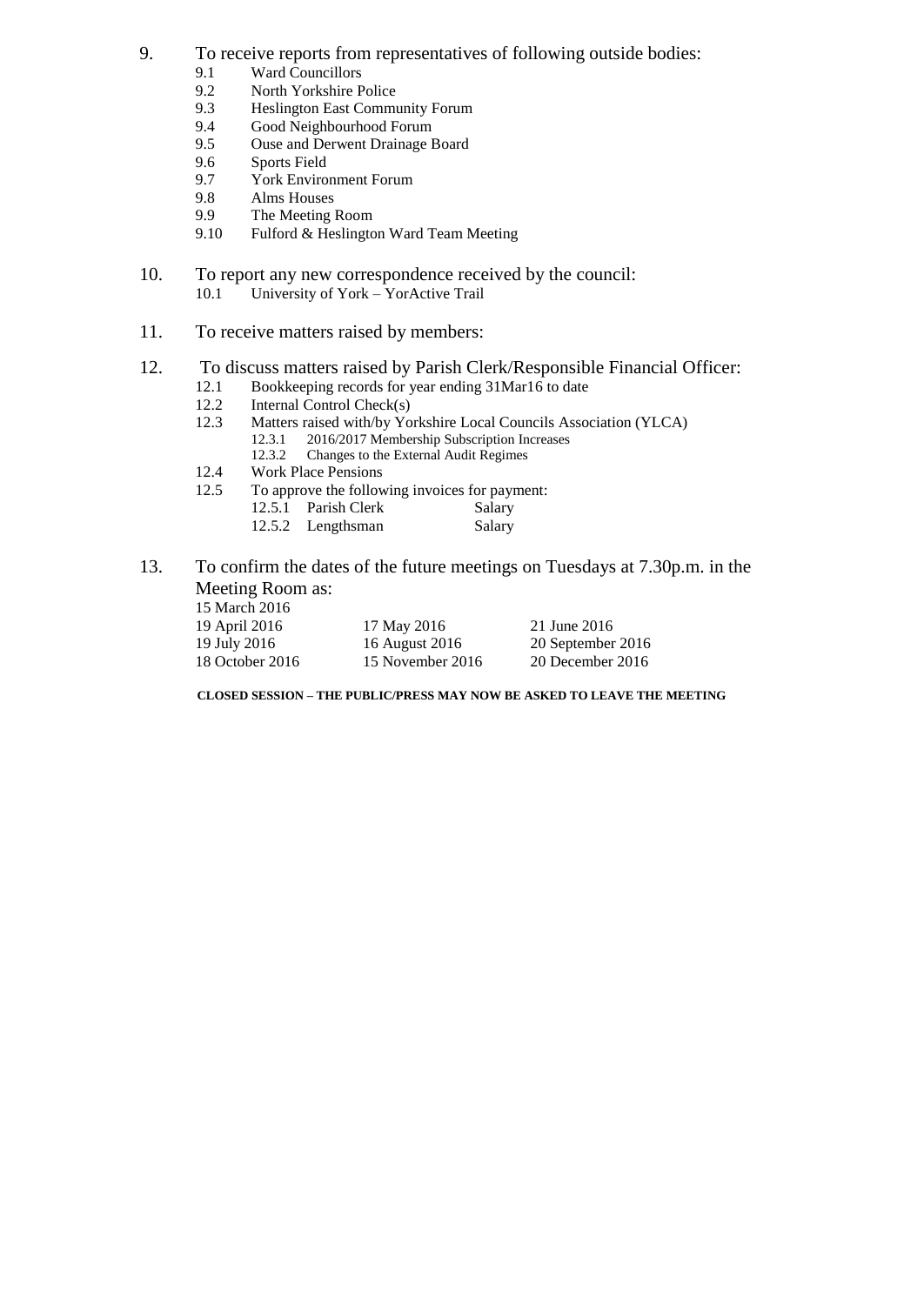9. To receive reports from representatives of following outside bodies:
   - 9.1 Ward Councillors
   - 9.2 North Yorkshire Police
   - 9.3 Heslington East Community Forum
   - 9.4 Good Neighbourhood Forum
   - 9.5 Ouse and Derwent Drainage Board
   - 9.6 Sports Field
   - 9.7 York Environment Forum
   - 9.8 Alms Houses
   - 9.9 The Meeting Room
   - 9.10 Fulford & Heslington Ward Team Meeting

10. To report any new correspondence received by the council:
    - 10.1 University of York – YorActive Trail

11. To receive matters raised by members:

12. To discuss matters raised by Parish Clerk/Responsible Financial Officer:
    - 12.1 Bookkeeping records for year ending 31Mar16 to date
    - 12.2 Internal Control Check(s)
    - 12.3 Matters raised with/by Yorkshire Local Councils Association (YLCA)
      - 12.3.1 2016/2017 Membership Subscription Increases
      - 12.3.2 Changes to the External Audit Regimes
    - 12.4 Work Place Pensions
    - 12.5 To approve the following invoices for payment:
      - 12.5.1 Parish Clerk Salary
      - 12.5.2 Lengthsman Salary

13. To confirm the dates of the future meetings on Tuesdays at 7.30p.m. in the Meeting Room as:

| | | |
|---|---|---|
| 15 March 2016 | | |
| 19 April 2016 | 17 May 2016 | 21 June 2016 |
| 19 July 2016 | 16 August 2016 | 20 September 2016 |
| 18 October 2016 | 15 November 2016 | 20 December 2016 |

**CLOSED SESSION – THE PUBLIC/PRESS MAY NOW BE ASKED TO LEAVE THE MEETING**